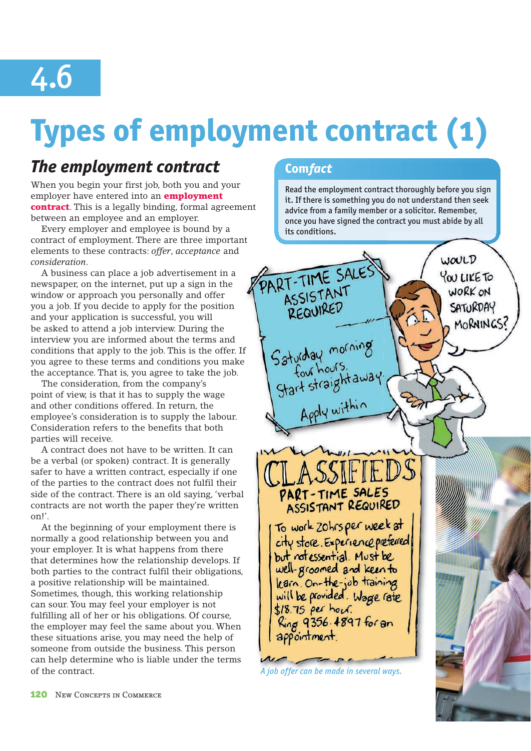# 4.6

# Types of employment contract (1)

## The employment contract

When you begin your first job, both you and your employer have entered into an **employment contract**. This is a legally binding, formal agreement between an employee and an employer.

Every employer and employee is bound by a contract of employment. There are three important elements to these contracts: *offer*, *acceptance* and *consideration*.

A business can place a job advertisement in a newspaper, on the internet, put up a sign in the window or approach you personally and offer you a job. If you decide to apply for the position and your application is successful, you will be asked to attend a job interview. During the interview you are informed about the terms and conditions that apply to the job. This is the offer. If you agree to these terms and conditions you make the acceptance. That is, you agree to take the job.

The consideration, from the company's point of view, is that it has to supply the wage and other conditions offered. In return, the employee's consideration is to supply the labour. Consideration refers to the benefits that both parties will receive.

A contract does not have to be written. It can be a verbal (or spoken) contract. It is generally safer to have a written contract, especially if one of the parties to the contract does not fulfil their side of the contract. There is an old saying, 'verbal contracts are not worth the paper they're written on!'.

At the beginning of your employment there is normally a good relationship between you and your employer. It is what happens from there that determines how the relationship develops. If both parties to the contract fulfil their obligations, a positive relationship will be maintained. Sometimes, though, this working relationship can sour. You may feel your employer is not fulfilling all of her or his obligations. Of course, the employer may feel the same about you. When these situations arise, you may need the help of someone from outside the business. This person can help determine who is liable under the terms of the contract.

### Com*fact*

Read the employment contract thoroughly before you sign it. If there is something you do not understand then seek advice from a family member or a solicitor. Remember, once you have signed the contract you must abide by all its conditions.

*A job offer can be made in several ways.*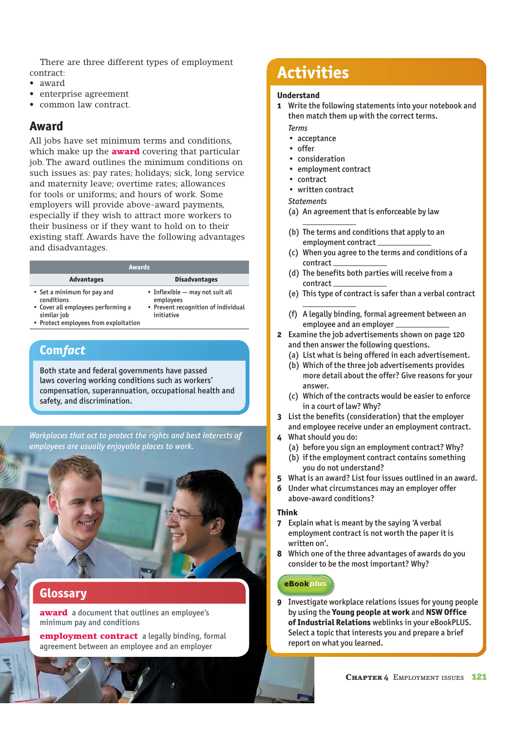There are three different types of employment contract:

- award
- enterprise agreement
- common law contract.

## Award

All jobs have set minimum terms and conditions, which make up the **award** covering that particular job. The award outlines the minimum conditions on such issues as: pay rates; holidays; sick, long service and maternity leave; overtime rates; allowances for tools or uniforms; and hours of work. Some employers will provide above-award payments, especially if they wish to attract more workers to their business or if they want to hold on to their existing staff. Awards have the following advantages and disadvantages.

| Awards | |
|---|---|
| **Advantages** | **Disadvantages** |
| • Set a minimum for pay and conditions<br>• Cover all employees performing a similar job<br>• Protect employees from exploitation | • Inflexible — may not suit all employees<br>• Prevent recognition of individual initiative |

### Com*fact*

Both state and federal governments have passed laws covering working conditions such as workers' compensation, superannuation, occupational health and safety, and discrimination.

*Workplaces that act to protect the rights and best interests of employees are usually enjoyable places to work.*

### Glossary

**award** a document that outlines an employee's minimum pay and conditions

**employment contract** a legally binding, formal agreement between an employee and an employer

## Activities

### Understand

1. Write the following statements into your notebook and then match them up with the correct terms.

   *Terms*
   - acceptance
   - offer
   - consideration
   - employment contract
   - contract
   - written contract

   *Statements*
   (a) An agreement that is enforceable by law ________
   (b) The terms and conditions that apply to an employment contract ________
   (c) When you agree to the terms and conditions of a contract ________
   (d) The benefits both parties will receive from a contract ________
   (e) This type of contract is safer than a verbal contract ________
   (f) A legally binding, formal agreement between an employee and an employer ________

2. Examine the job advertisements shown on page 120 and then answer the following questions.
   (a) List what is being offered in each advertisement.
   (b) Which of the three job advertisements provides more detail about the offer? Give reasons for your answer.
   (c) Which of the contracts would be easier to enforce in a court of law? Why?
3. List the benefits (consideration) that the employer and employee receive under an employment contract.
4. What should you do:
   (a) before you sign an employment contract? Why?
   (b) if the employment contract contains something you do not understand?
5. What is an award? List four issues outlined in an award.
6. Under what circumstances may an employer offer above-award conditions?

### Think

7. Explain what is meant by the saying 'A verbal employment contract is not worth the paper it is written on'.
8. Which one of the three advantages of awards do you consider to be the most important? Why?

eBook*plus*

9. Investigate workplace relations issues for young people by using the **Young people at work** and **NSW Office of Industrial Relations** weblinks in your eBookPLUS. Select a topic that interests you and prepare a brief report on what you learned.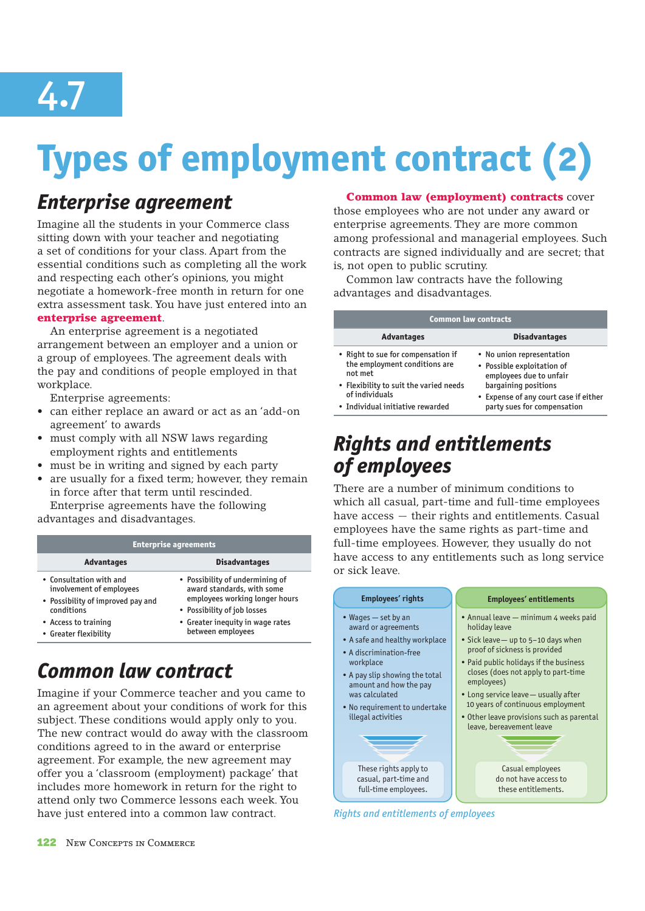# 4.7

# Types of employment contract (2)

## Enterprise agreement

Imagine all the students in your Commerce class sitting down with your teacher and negotiating a set of conditions for your class. Apart from the essential conditions such as completing all the work and respecting each other's opinions, you might negotiate a homework-free month in return for one extra assessment task. You have just entered into an **enterprise agreement**.

An enterprise agreement is a negotiated arrangement between an employer and a union or a group of employees. The agreement deals with the pay and conditions of people employed in that workplace.

Enterprise agreements:

- can either replace an award or act as an 'add-on agreement' to awards
- must comply with all NSW laws regarding employment rights and entitlements
- must be in writing and signed by each party
- are usually for a fixed term; however, they remain in force after that term until rescinded.

Enterprise agreements have the following advantages and disadvantages.

| Enterprise agreements | |
|---|---|
| **Advantages** | **Disadvantages** |
| • Consultation with and involvement of employees<br>• Possibility of improved pay and conditions<br>• Access to training<br>• Greater flexibility | • Possibility of undermining of award standards, with some employees working longer hours<br>• Possibility of job losses<br>• Greater inequity in wage rates between employees |

## Common law contract

Imagine if your Commerce teacher and you came to an agreement about your conditions of work for this subject. These conditions would apply only to you. The new contract would do away with the classroom conditions agreed to in the award or enterprise agreement. For example, the new agreement may offer you a 'classroom (employment) package' that includes more homework in return for the right to attend only two Commerce lessons each week. You have just entered into a common law contract.

**Common law (employment) contracts** cover those employees who are not under any award or enterprise agreements. They are more common among professional and managerial employees. Such contracts are signed individually and are secret; that is, not open to public scrutiny.

Common law contracts have the following advantages and disadvantages.

| Common law contracts | |
|---|---|
| **Advantages** | **Disadvantages** |
| • Right to sue for compensation if the employment conditions are not met<br>• Flexibility to suit the varied needs of individuals<br>• Individual initiative rewarded | • No union representation<br>• Possible exploitation of employees due to unfair bargaining positions<br>• Expense of any court case if either party sues for compensation |

## Rights and entitlements of employees

There are a number of minimum conditions to which all casual, part-time and full-time employees have access — their rights and entitlements. Casual employees have the same rights as part-time and full-time employees. However, they usually do not have access to any entitlements such as long service or sick leave.

| Employees' rights | Employees' entitlements |
|---|---|
| • Wages — set by an award or agreements<br>• A safe and healthy workplace<br>• A discrimination-free workplace<br>• A pay slip showing the total amount and how the pay was calculated<br>• No requirement to undertake illegal activities | • Annual leave — minimum 4 weeks paid holiday leave<br>• Sick leave — up to 5–10 days when proof of sickness is provided<br>• Paid public holidays if the business closes (does not apply to part-time employees)<br>• Long service leave — usually after 10 years of continuous employment<br>• Other leave provisions such as parental leave, bereavement leave |
| These rights apply to casual, part-time and full-time employees. | Casual employees do not have access to these entitlements. |

*Rights and entitlements of employees*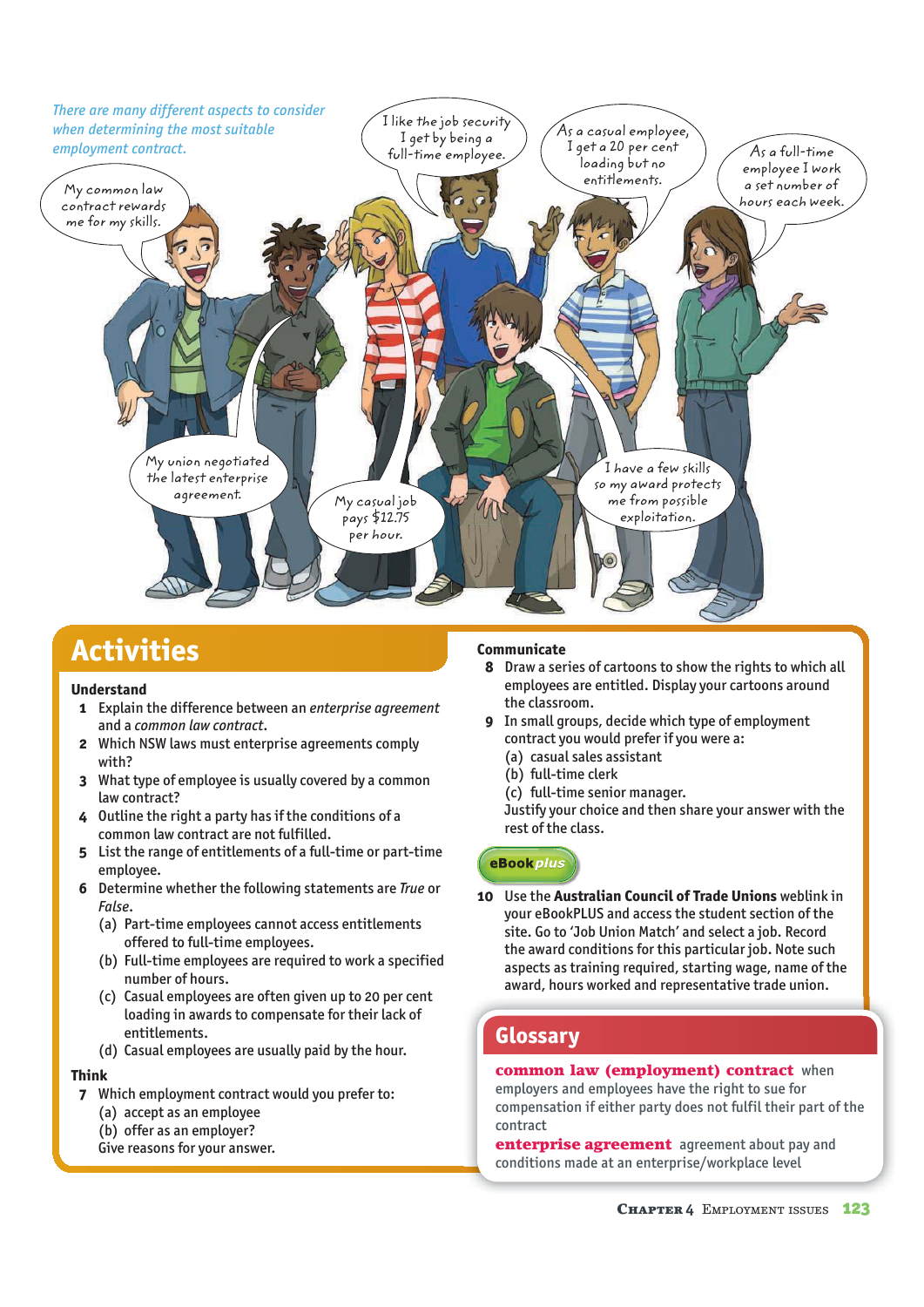*There are many different aspects to consider when determining the most suitable employment contract.*

My common law contract rewards me for my skills.

I like the job security I get by being a full-time employee.

As a casual employee, I get a 20 per cent loading but no entitlements.

As a full-time employee I work a set number of hours each week.

My union negotiated the latest enterprise agreement.

My casual job pays $12.75 per hour.

I have a few skills so my award protects me from possible exploitation.

## Activities

### Understand

1. Explain the difference between an *enterprise agreement* and a *common law contract*.
2. Which NSW laws must enterprise agreements comply with?
3. What type of employee is usually covered by a common law contract?
4. Outline the right a party has if the conditions of a common law contract are not fulfilled.
5. List the range of entitlements of a full-time or part-time employee.
6. Determine whether the following statements are *True* or *False*.
   (a) Part-time employees cannot access entitlements offered to full-time employees.
   (b) Full-time employees are required to work a specified number of hours.
   (c) Casual employees are often given up to 20 per cent loading in awards to compensate for their lack of entitlements.
   (d) Casual employees are usually paid by the hour.

### Think

7. Which employment contract would you prefer to:
   (a) accept as an employee
   (b) offer as an employer?
   Give reasons for your answer.

### Communicate

8. Draw a series of cartoons to show the rights to which all employees are entitled. Display your cartoons around the classroom.
9. In small groups, decide which type of employment contract you would prefer if you were a:
   (a) casual sales assistant
   (b) full-time clerk
   (c) full-time senior manager.
   Justify your choice and then share your answer with the rest of the class.

**eBook*plus***

10. Use the **Australian Council of Trade Unions** weblink in your eBookPLUS and access the student section of the site. Go to 'Job Union Match' and select a job. Record the award conditions for this particular job. Note such aspects as training required, starting wage, name of the award, hours worked and representative trade union.

## Glossary

**common law (employment) contract** when employers and employees have the right to sue for compensation if either party does not fulfil their part of the contract

**enterprise agreement** agreement about pay and conditions made at an enterprise/workplace level